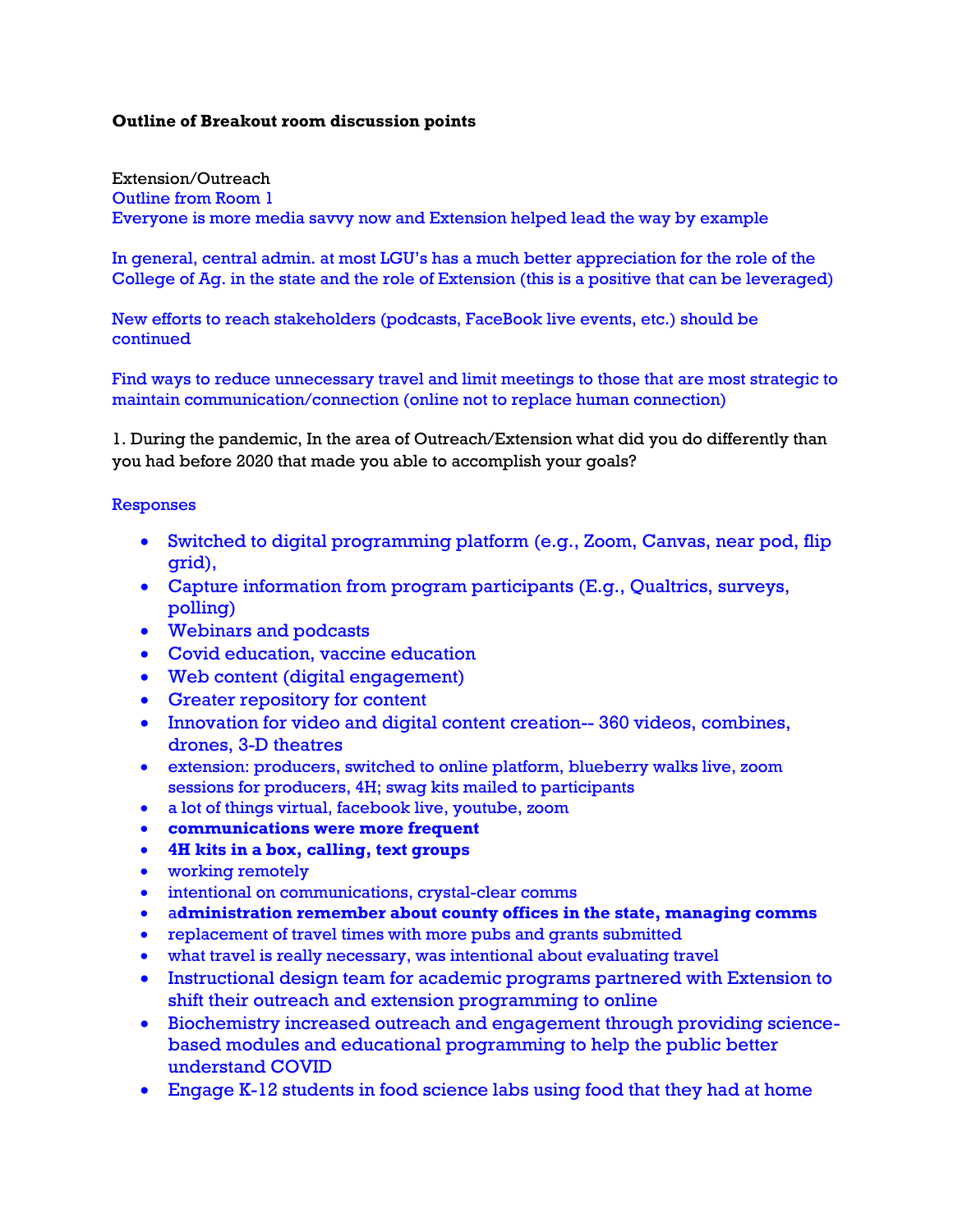**Outline of Breakout room discussion points**

Extension/Outreach

Outline from Room 1

Everyone is more media savvy now and Extension helped lead the way by example

In general, central admin. at most LGU's has a much better appreciation for the role of the College of Ag. in the state and the role of Extension (this is a positive that can be leveraged)

New efforts to reach stakeholders (podcasts, FaceBook live events, etc.) should be continued

Find ways to reduce unnecessary travel and limit meetings to those that are most strategic to maintain communication/connection (online not to replace human connection)

1. During the pandemic, In the area of Outreach/Extension what did you do differently than you had before 2020 that made you able to accomplish your goals?

Responses

- Switched to digital programming platform (e.g., Zoom, Canvas, near pod, flip grid),
- Capture information from program participants (E.g., Qualtrics, surveys, polling)
- Webinars and podcasts
- Covid education, vaccine education
- Web content (digital engagement)
- Greater repository for content
- Innovation for video and digital content creation-- 360 videos, combines, drones, 3-D theatres
- extension: producers, switched to online platform, blueberry walks live, zoom sessions for producers, 4H; swag kits mailed to participants
- a lot of things virtual, facebook live, youtube, zoom
- **communications were more frequent**
- **4H kits in a box, calling, text groups**
- working remotely
- intentional on communications, crystal-clear comms
- a**dministration remember about county offices in the state, managing comms**
- replacement of travel times with more pubs and grants submitted
- what travel is really necessary, was intentional about evaluating travel
- Instructional design team for academic programs partnered with Extension to shift their outreach and extension programming to online
- Biochemistry increased outreach and engagement through providing science-based modules and educational programming to help the public better understand COVID
- Engage K-12 students in food science labs using food that they had at home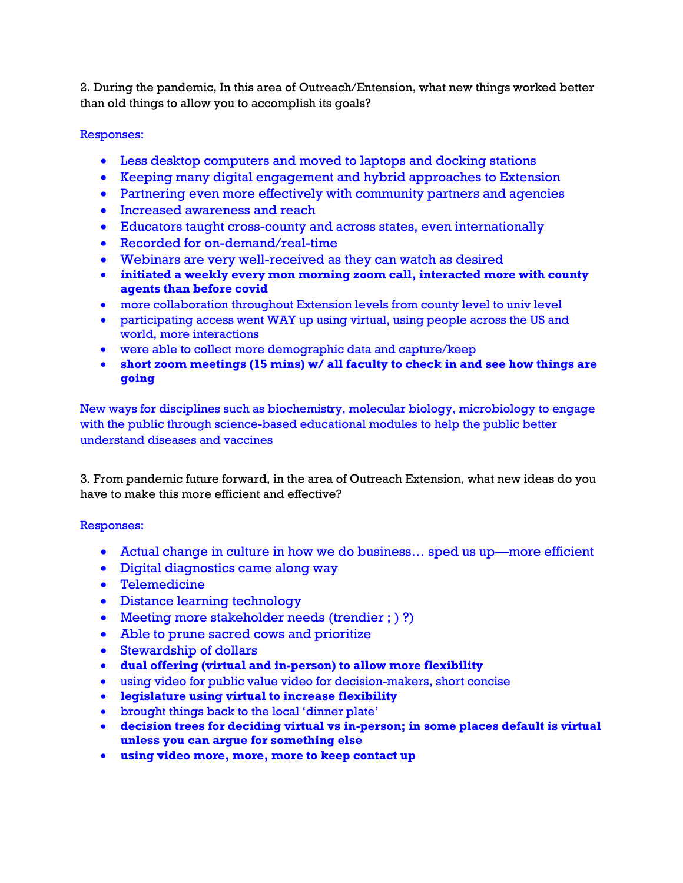2. During the pandemic, In this area of Outreach/Entension, what new things worked better than old things to allow you to accomplish its goals?

Responses:

- Less desktop computers and moved to laptops and docking stations
- Keeping many digital engagement and hybrid approaches to Extension
- Partnering even more effectively with community partners and agencies
- Increased awareness and reach
- Educators taught cross-county and across states, even internationally
- Recorded for on-demand/real-time
- Webinars are very well-received as they can watch as desired
- **initiated a weekly every mon morning zoom call, interacted more with county agents than before covid**
- more collaboration throughout Extension levels from county level to univ level
- participating access went WAY up using virtual, using people across the US and world, more interactions
- were able to collect more demographic data and capture/keep
- **short zoom meetings (15 mins) w/ all faculty to check in and see how things are going**

New ways for disciplines such as biochemistry, molecular biology, microbiology to engage with the public through science-based educational modules to help the public better understand diseases and vaccines

3. From pandemic future forward, in the area of Outreach Extension, what new ideas do you have to make this more efficient and effective?

Responses:

- Actual change in culture in how we do business… sped us up—more efficient
- Digital diagnostics came along way
- Telemedicine
- Distance learning technology
- Meeting more stakeholder needs (trendier ; ) ?)
- Able to prune sacred cows and prioritize
- Stewardship of dollars
- **dual offering (virtual and in-person) to allow more flexibility**
- using video for public value video for decision-makers, short concise
- **legislature using virtual to increase flexibility**
- brought things back to the local 'dinner plate'
- **decision trees for deciding virtual vs in-person; in some places default is virtual unless you can argue for something else**
- **using video more, more, more to keep contact up**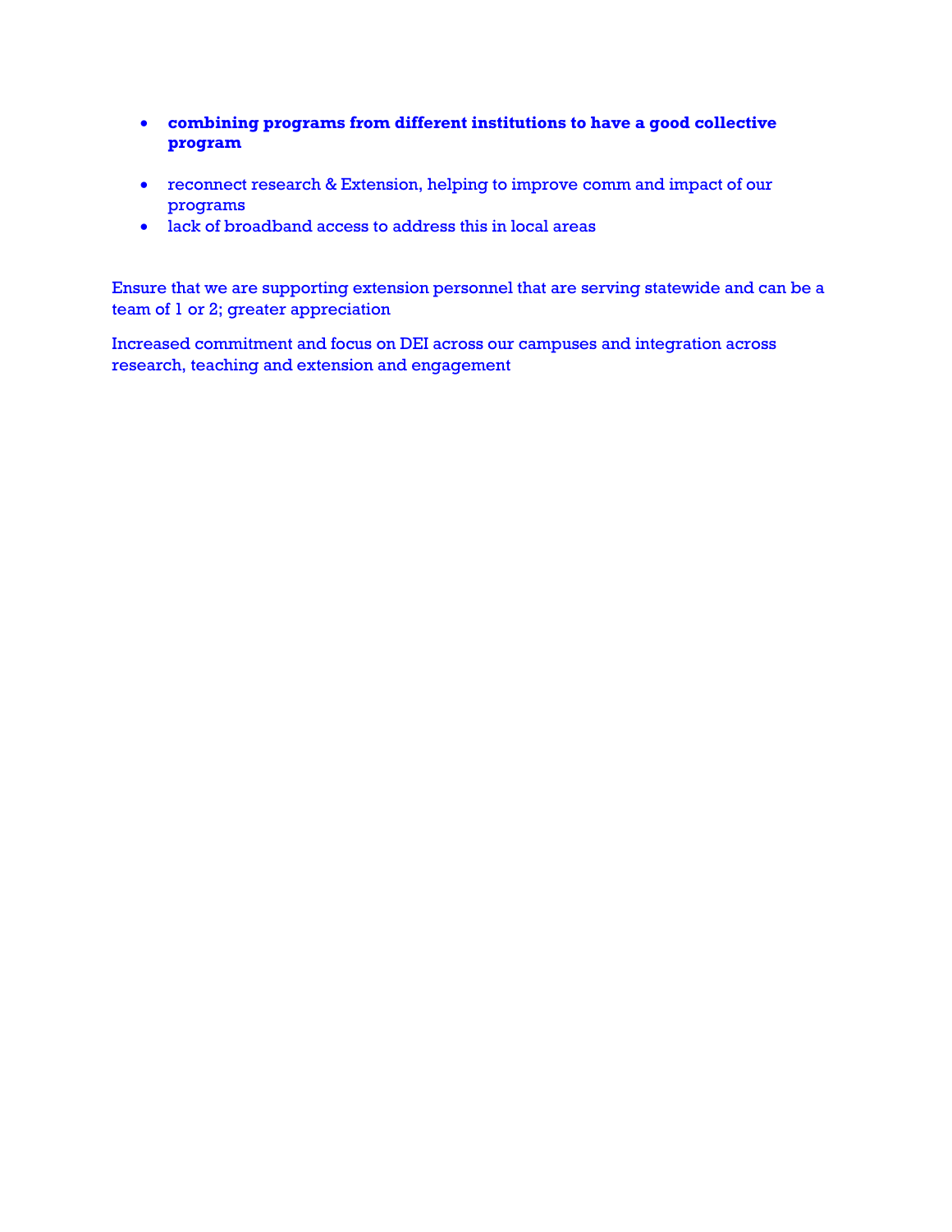- **combining programs from different institutions to have a good collective program**

- reconnect research & Extension, helping to improve comm and impact of our programs
- lack of broadband access to address this in local areas

Ensure that we are supporting extension personnel that are serving statewide and can be a team of 1 or 2; greater appreciation

Increased commitment and focus on DEI across our campuses and integration across research, teaching and extension and engagement